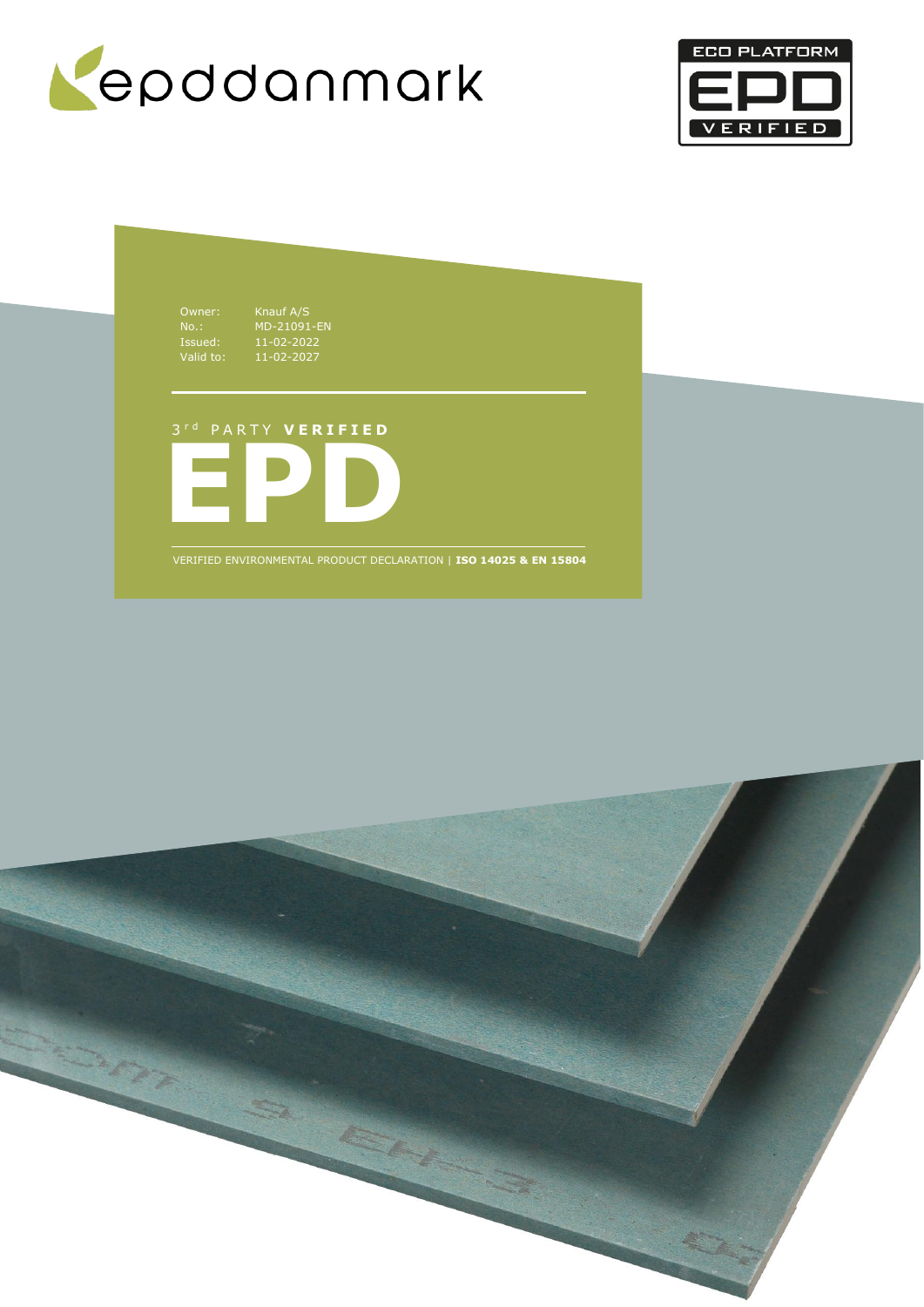epddanmark

ECO PLATFORM EPD VERIFIED

Owner: Knauf A/S
No.: MD-21091-EN
Issued: 11-02-2022
Valid to: 11-02-2027

3rd PARTY **VERIFIED**

# EPD

VERIFIED ENVIRONMENTAL PRODUCT DECLARATION | **ISO 14025 & EN 15804**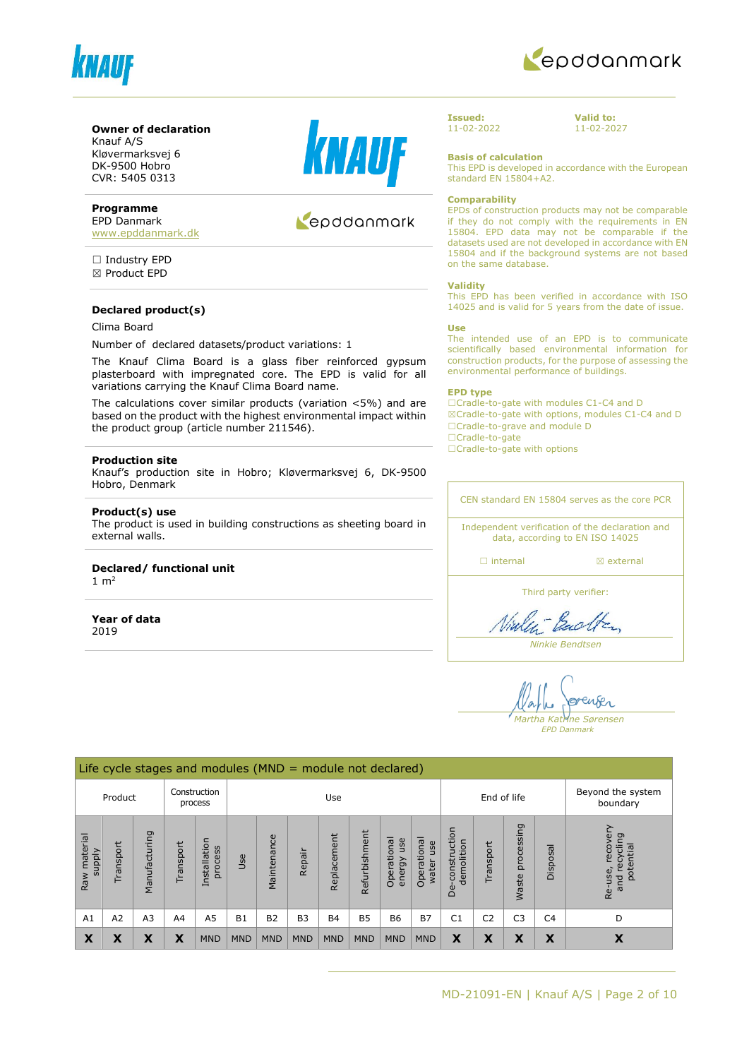**Owner of declaration**
Knauf A/S
Kløvermarksvej 6
DK-9500 Hobro
CVR: 5405 0313

**Programme**
EPD Danmark
www.epddanmark.dk

☐ Industry EPD
☒ Product EPD

**Declared product(s)**

Clima Board

Number of declared datasets/product variations: 1

The Knauf Clima Board is a glass fiber reinforced gypsum plasterboard with impregnated core. The EPD is valid for all variations carrying the Knauf Clima Board name.

The calculations cover similar products (variation <5%) and are based on the product with the highest environmental impact within the product group (article number 211546).

**Production site**
Knauf's production site in Hobro; Kløvermarksvej 6, DK-9500 Hobro, Denmark

**Product(s) use**
The product is used in building constructions as sheeting board in external walls.

**Declared/ functional unit**
1 m$^2$

**Year of data**
2019

**Issued:**
11-02-2022

**Valid to:**
11-02-2027

**Basis of calculation**
This EPD is developed in accordance with the European standard EN 15804+A2.

**Comparability**
EPDs of construction products may not be comparable if they do not comply with the requirements in EN 15804. EPD data may not be comparable if the datasets used are not developed in accordance with EN 15804 and if the background systems are not based on the same database.

**Validity**
This EPD has been verified in accordance with ISO 14025 and is valid for 5 years from the date of issue.

**Use**
The intended use of an EPD is to communicate scientifically based environmental information for construction products, for the purpose of assessing the environmental performance of buildings.

**EPD type**
☐Cradle-to-gate with modules C1-C4 and D
☒Cradle-to-gate with options, modules C1-C4 and D
☐Cradle-to-grave and module D
☐Cradle-to-gate
☐Cradle-to-gate with options

CEN standard EN 15804 serves as the core PCR

Independent verification of the declaration and data, according to EN ISO 14025

☐ internal ☒ external

Third party verifier:

Ninkie Bendtsen

Martha Katrine Sørensen
*EPD Danmark*

| Life cycle stages and modules (MND = module not declared) | | | | | | | | | | | | | | | | |
|---|---|---|---|---|---|---|---|---|---|---|---|---|---|---|---|---|
| Product | | | Construction process | | Use | | | | | | | End of life | | | | Beyond the system boundary |
| Raw material supply | Transport | Manufacturing | Transport | Installation process | Use | Maintenance | Repair | Replacement | Refurbishment | Operational energy use | Operational water use | De-construction demolition | Transport | Waste processing | Disposal | Re-use, recovery and recycling potential |
| A1 | A2 | A3 | A4 | A5 | B1 | B2 | B3 | B4 | B5 | B6 | B7 | C1 | C2 | C3 | C4 | D |
| X | X | X | X | MND | MND | MND | MND | MND | MND | MND | MND | X | X | X | X | X |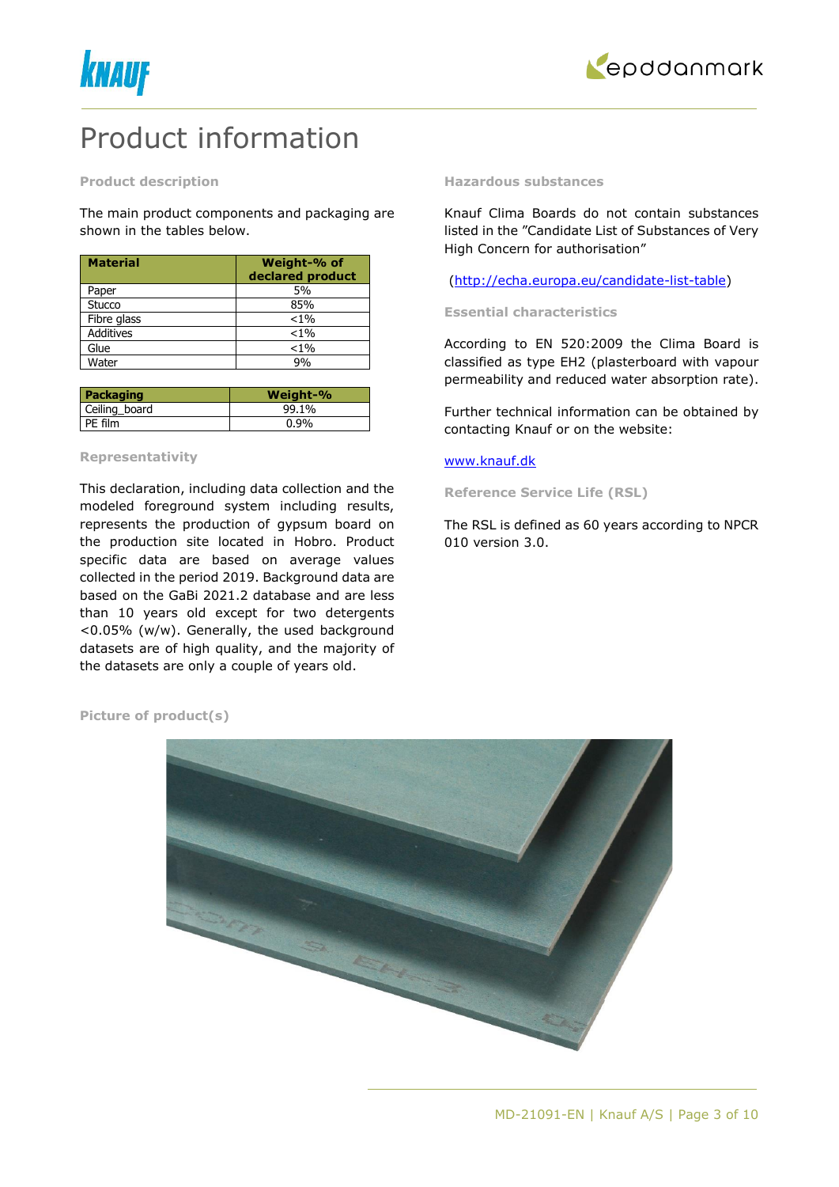# Product information

### Product description

The main product components and packaging are shown in the tables below.

| Material | Weight-% of declared product |
|---|---|
| Paper | 5% |
| Stucco | 85% |
| Fibre glass | <1% |
| Additives | <1% |
| Glue | <1% |
| Water | 9% |

| Packaging | Weight-% |
|---|---|
| Ceiling_board | 99.1% |
| PE film | 0.9% |

### Representativity

This declaration, including data collection and the modeled foreground system including results, represents the production of gypsum board on the production site located in Hobro. Product specific data are based on average values collected in the period 2019. Background data are based on the GaBi 2021.2 database and are less than 10 years old except for two detergents <0.05% (w/w). Generally, the used background datasets are of high quality, and the majority of the datasets are only a couple of years old.

### Hazardous substances

Knauf Clima Boards do not contain substances listed in the "Candidate List of Substances of Very High Concern for authorisation"

(http://echa.europa.eu/candidate-list-table)

### Essential characteristics

According to EN 520:2009 the Clima Board is classified as type EH2 (plasterboard with vapour permeability and reduced water absorption rate).

Further technical information can be obtained by contacting Knauf or on the website:

www.knauf.dk

### Reference Service Life (RSL)

The RSL is defined as 60 years according to NPCR 010 version 3.0.

### Picture of product(s)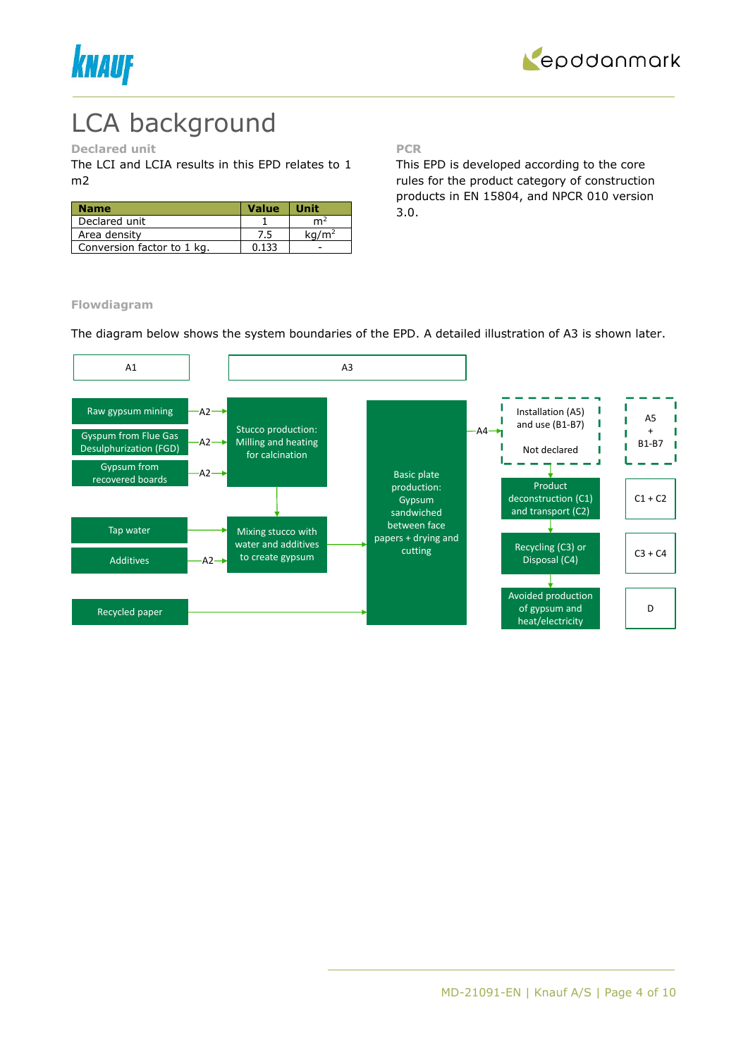# LCA background

**Declared unit**

The LCI and LCIA results in this EPD relates to 1 m2

| Name | Value | Unit |
|---|---|---|
| Declared unit | 1 | $m^2$ |
| Area density | 7.5 | $kg/m^2$ |
| Conversion factor to 1 kg. | 0.133 | - |

**PCR**

This EPD is developed according to the core rules for the product category of construction products in EN 15804, and NPCR 010 version 3.0.

**Flowdiagram**

The diagram below shows the system boundaries of the EPD. A detailed illustration of A3 is shown later.

A1

- Raw gypsum mining —A2→ Stucco production: Milling and heating for calcination
- Gypsum from Flue Gas Desulphurization (FGD) —A2→ Stucco production: Milling and heating for calcination
- Gypsum from recovered boards —A2→ Stucco production: Milling and heating for calcination
- Tap water → Mixing stucco with water and additives to create gypsum
- Additives —A2→ Mixing stucco with water and additives to create gypsum
- Recycled paper → Basic plate production

A3

- Stucco production: Milling and heating for calcination → Mixing stucco with water and additives to create gypsum
- Mixing stucco with water and additives to create gypsum → Basic plate production: Gypsum sandwiched between face papers + drying and cutting

Basic plate production —A4→ Installation (A5) and use (B1-B7) Not declared → Product deconstruction (C1) and transport (C2) → Recycling (C3) or Disposal (C4) → Avoided production of gypsum and heat/electricity

A5 + B1-B7

C1 + C2

C3 + C4

D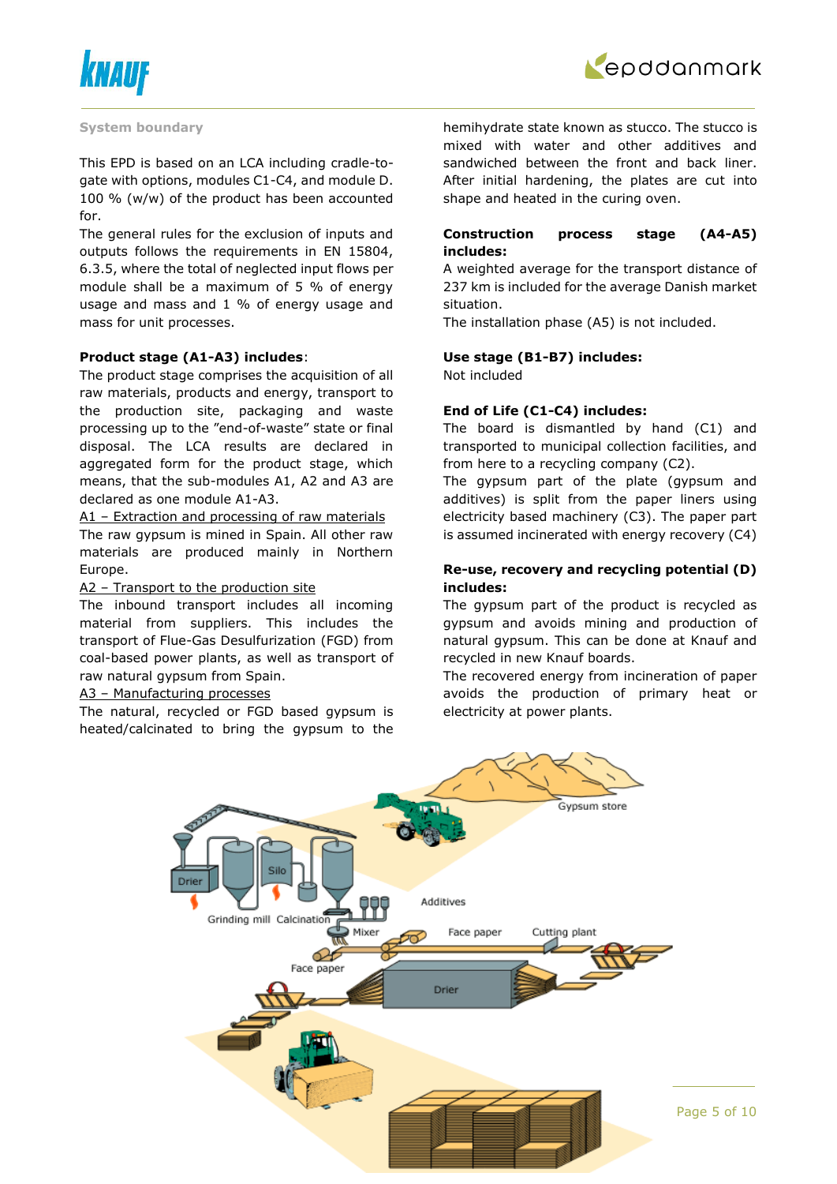### System boundary

This EPD is based on an LCA including cradle-to-gate with options, modules C1-C4, and module D. 100 % (w/w) of the product has been accounted for.

The general rules for the exclusion of inputs and outputs follows the requirements in EN 15804, 6.3.5, where the total of neglected input flows per module shall be a maximum of 5 % of energy usage and mass and 1 % of energy usage and mass for unit processes.

**Product stage (A1-A3) includes**:

The product stage comprises the acquisition of all raw materials, products and energy, transport to the production site, packaging and waste processing up to the "end-of-waste" state or final disposal. The LCA results are declared in aggregated form for the product stage, which means, that the sub-modules A1, A2 and A3 are declared as one module A1-A3.

A1 – Extraction and processing of raw materials

The raw gypsum is mined in Spain. All other raw materials are produced mainly in Northern Europe.

A2 – Transport to the production site

The inbound transport includes all incoming material from suppliers. This includes the transport of Flue-Gas Desulfurization (FGD) from coal-based power plants, as well as transport of raw natural gypsum from Spain.

A3 – Manufacturing processes

The natural, recycled or FGD based gypsum is heated/calcinated to bring the gypsum to the hemihydrate state known as stucco. The stucco is mixed with water and other additives and sandwiched between the front and back liner. After initial hardening, the plates are cut into shape and heated in the curing oven.

**Construction process stage (A4-A5) includes:**

A weighted average for the transport distance of 237 km is included for the average Danish market situation.

The installation phase (A5) is not included.

**Use stage (B1-B7) includes:**

Not included

**End of Life (C1-C4) includes:**

The board is dismantled by hand (C1) and transported to municipal collection facilities, and from here to a recycling company (C2).

The gypsum part of the plate (gypsum and additives) is split from the paper liners using electricity based machinery (C3). The paper part is assumed incinerated with energy recovery (C4)

**Re-use, recovery and recycling potential (D) includes:**

The gypsum part of the product is recycled as gypsum and avoids mining and production of natural gypsum. This can be done at Knauf and recycled in new Knauf boards.

The recovered energy from incineration of paper avoids the production of primary heat or electricity at power plants.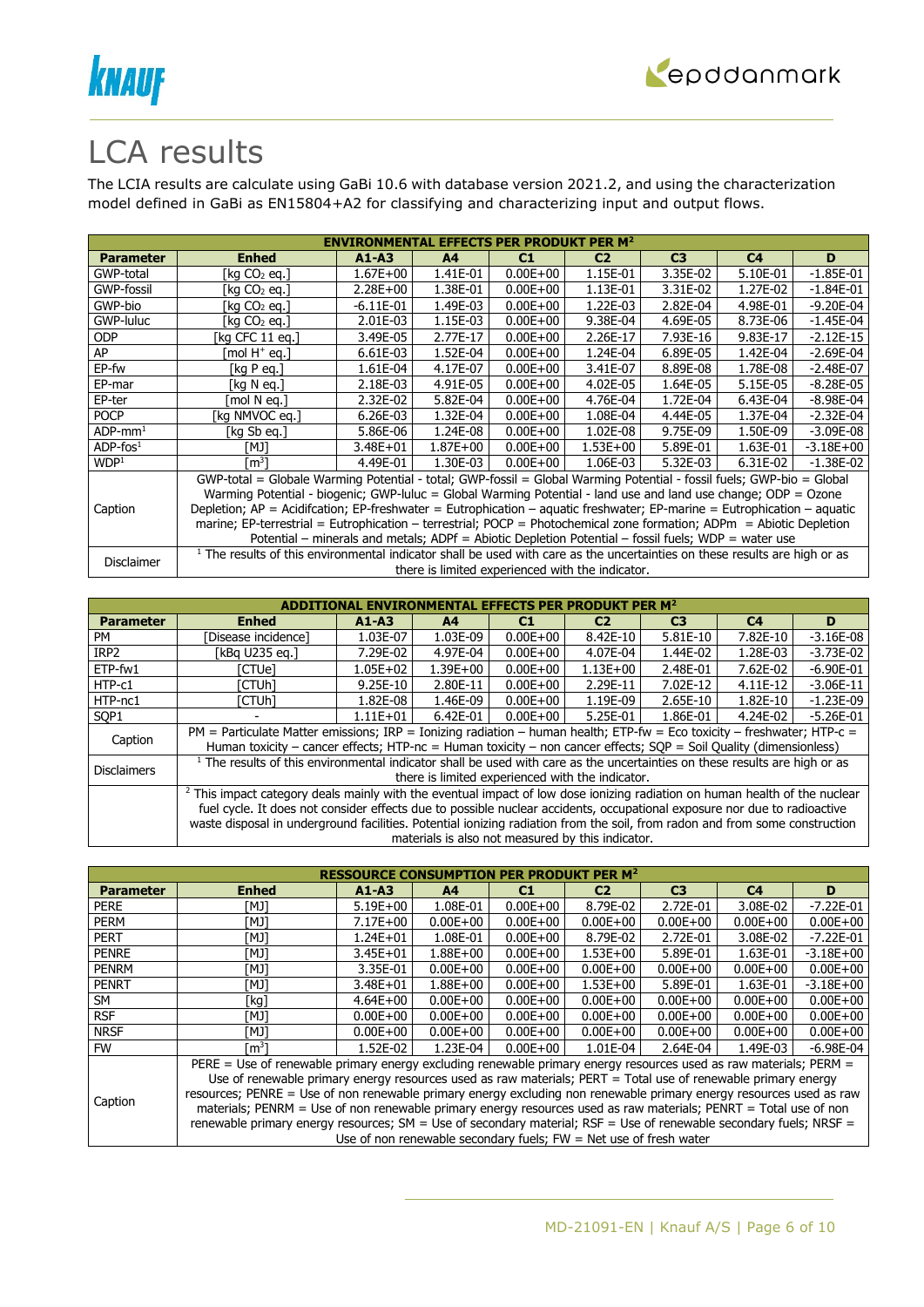# LCA results

The LCIA results are calculate using GaBi 10.6 with database version 2021.2, and using the characterization model defined in GaBi as EN15804+A2 for classifying and characterizing input and output flows.

| ENVIRONMENTAL EFFECTS PER PRODUKT PER M² | | | | | | | | |
|---|---|---|---|---|---|---|---|---|
| **Parameter** | **Enhed** | **A1-A3** | **A4** | **C1** | **C2** | **C3** | **C4** | **D** |
| GWP-total | [kg $CO_2$ eq.] | 1.67E+00 | 1.41E-01 | 0.00E+00 | 1.15E-01 | 3.35E-02 | 5.10E-01 | -1.85E-01 |
| GWP-fossil | [kg $CO_2$ eq.] | 2.28E+00 | 1.38E-01 | 0.00E+00 | 1.13E-01 | 3.31E-02 | 1.27E-02 | -1.84E-01 |
| GWP-bio | [kg $CO_2$ eq.] | -6.11E-01 | 1.49E-03 | 0.00E+00 | 1.22E-03 | 2.82E-04 | 4.98E-01 | -9.20E-04 |
| GWP-luluc | [kg $CO_2$ eq.] | 2.01E-03 | 1.15E-03 | 0.00E+00 | 9.38E-04 | 4.69E-05 | 8.73E-06 | -1.45E-04 |
| ODP | [kg CFC 11 eq.] | 3.49E-05 | 2.77E-17 | 0.00E+00 | 2.26E-17 | 7.93E-16 | 9.83E-17 | -2.12E-15 |
| AP | [mol $H^+$ eq.] | 6.61E-03 | 1.52E-04 | 0.00E+00 | 1.24E-04 | 6.89E-05 | 1.42E-04 | -2.69E-04 |
| EP-fw | [kg P eq.] | 1.61E-04 | 4.17E-07 | 0.00E+00 | 3.41E-07 | 8.89E-08 | 1.78E-08 | -2.48E-07 |
| EP-mar | [kg N eq.] | 2.18E-03 | 4.91E-05 | 0.00E+00 | 4.02E-05 | 1.64E-05 | 5.15E-05 | -8.28E-05 |
| EP-ter | [mol N eq.] | 2.32E-02 | 5.82E-04 | 0.00E+00 | 4.76E-04 | 1.72E-04 | 6.43E-04 | -8.98E-04 |
| POCP | [kg NMVOC eq.] | 6.26E-03 | 1.32E-04 | 0.00E+00 | 1.08E-04 | 4.44E-05 | 1.37E-04 | -2.32E-04 |
| ADP-mm[1] | [kg Sb eq.] | 5.86E-06 | 1.24E-08 | 0.00E+00 | 1.02E-08 | 9.75E-09 | 1.50E-09 | -3.09E-08 |
| ADP-fos[1] | [MJ] | 3.48E+01 | 1.87E+00 | 0.00E+00 | 1.53E+00 | 5.89E-01 | 1.63E-01 | -3.18E+00 |
| WDP[1] | [m³] | 4.49E-01 | 1.30E-03 | 0.00E+00 | 1.06E-03 | 5.32E-03 | 6.31E-02 | -1.38E-02 |
| Caption | GWP-total = Globale Warming Potential - total; GWP-fossil = Global Warming Potential - fossil fuels; GWP-bio = Global Warming Potential - biogenic; GWP-luluc = Global Warming Potential - land use and land use change; ODP = Ozone Depletion; AP = Acidifcation; EP-freshwater = Eutrophication – aquatic freshwater; EP-marine = Eutrophication – aquatic marine; EP-terrestrial = Eutrophication – terrestrial; POCP = Photochemical zone formation; ADPm = Abiotic Depletion Potential – minerals and metals; ADPf = Abiotic Depletion Potential – fossil fuels; WDP = water use | | | | | | | |
| Disclaimer | [1] The results of this environmental indicator shall be used with care as the uncertainties on these results are high or as there is limited experienced with the indicator. | | | | | | | |

| ADDITIONAL ENVIRONMENTAL EFFECTS PER PRODUKT PER M² | | | | | | | | |
|---|---|---|---|---|---|---|---|---|
| **Parameter** | **Enhed** | **A1-A3** | **A4** | **C1** | **C2** | **C3** | **C4** | **D** |
| PM | [Disease incidence] | 1.03E-07 | 1.03E-09 | 0.00E+00 | 8.42E-10 | 5.81E-10 | 7.82E-10 | -3.16E-08 |
| IRP2 | [kBq U235 eq.] | 7.29E-02 | 4.97E-04 | 0.00E+00 | 4.07E-04 | 1.44E-02 | 1.28E-03 | -3.73E-02 |
| ETP-fw1 | [CTUe] | 1.05E+02 | 1.39E+00 | 0.00E+00 | 1.13E+00 | 2.48E-01 | 7.62E-02 | -6.90E-01 |
| HTP-c1 | [CTUh] | 9.25E-10 | 2.80E-11 | 0.00E+00 | 2.29E-11 | 7.02E-12 | 4.11E-12 | -3.06E-11 |
| HTP-nc1 | [CTUh] | 1.82E-08 | 1.46E-09 | 0.00E+00 | 1.19E-09 | 2.65E-10 | 1.82E-10 | -1.23E-09 |
| SQP1 | - | 1.11E+01 | 6.42E-01 | 0.00E+00 | 5.25E-01 | 1.86E-01 | 4.24E-02 | -5.26E-01 |
| Caption | PM = Particulate Matter emissions; IRP = Ionizing radiation – human health; ETP-fw = Eco toxicity – freshwater; HTP-c = Human toxicity – cancer effects; HTP-nc = Human toxicity – non cancer effects; SQP = Soil Quality (dimensionless) | | | | | | | |
| Disclaimers | [1] The results of this environmental indicator shall be used with care as the uncertainties on these results are high or as there is limited experienced with the indicator. | | | | | | | |
| | [2] This impact category deals mainly with the eventual impact of low dose ionizing radiation on human health of the nuclear fuel cycle. It does not consider effects due to possible nuclear accidents, occupational exposure nor due to radioactive waste disposal in underground facilities. Potential ionizing radiation from the soil, from radon and from some construction materials is also not measured by this indicator. | | | | | | | |

| RESSOURCE CONSUMPTION PER PRODUKT PER M² | | | | | | | | |
|---|---|---|---|---|---|---|---|---|
| **Parameter** | **Enhed** | **A1-A3** | **A4** | **C1** | **C2** | **C3** | **C4** | **D** |
| PERE | [MJ] | 5.19E+00 | 1.08E-01 | 0.00E+00 | 8.79E-02 | 2.72E-01 | 3.08E-02 | -7.22E-01 |
| PERM | [MJ] | 7.17E+00 | 0.00E+00 | 0.00E+00 | 0.00E+00 | 0.00E+00 | 0.00E+00 | 0.00E+00 |
| PERT | [MJ] | 1.24E+01 | 1.08E-01 | 0.00E+00 | 8.79E-02 | 2.72E-01 | 3.08E-02 | -7.22E-01 |
| PENRE | [MJ] | 3.45E+01 | 1.88E+00 | 0.00E+00 | 1.53E+00 | 5.89E-01 | 1.63E-01 | -3.18E+00 |
| PENRM | [MJ] | 3.35E-01 | 0.00E+00 | 0.00E+00 | 0.00E+00 | 0.00E+00 | 0.00E+00 | 0.00E+00 |
| PENRT | [MJ] | 3.48E+01 | 1.88E+00 | 0.00E+00 | 1.53E+00 | 5.89E-01 | 1.63E-01 | -3.18E+00 |
| SM | [kg] | 4.64E+00 | 0.00E+00 | 0.00E+00 | 0.00E+00 | 0.00E+00 | 0.00E+00 | 0.00E+00 |
| RSF | [MJ] | 0.00E+00 | 0.00E+00 | 0.00E+00 | 0.00E+00 | 0.00E+00 | 0.00E+00 | 0.00E+00 |
| NRSF | [MJ] | 0.00E+00 | 0.00E+00 | 0.00E+00 | 0.00E+00 | 0.00E+00 | 0.00E+00 | 0.00E+00 |
| FW | [m³] | 1.52E-02 | 1.23E-04 | 0.00E+00 | 1.01E-04 | 2.64E-04 | 1.49E-03 | -6.98E-04 |
| Caption | PERE = Use of renewable primary energy excluding renewable primary energy resources used as raw materials; PERM = Use of renewable primary energy resources used as raw materials; PERT = Total use of renewable primary energy resources; PENRE = Use of non renewable primary energy excluding non renewable primary energy resources used as raw materials; PENRM = Use of non renewable primary energy resources used as raw materials; PENRT = Total use of non renewable primary energy resources; SM = Use of secondary material; RSF = Use of renewable secondary fuels; NRSF = Use of non renewable secondary fuels; FW = Net use of fresh water | | | | | | | |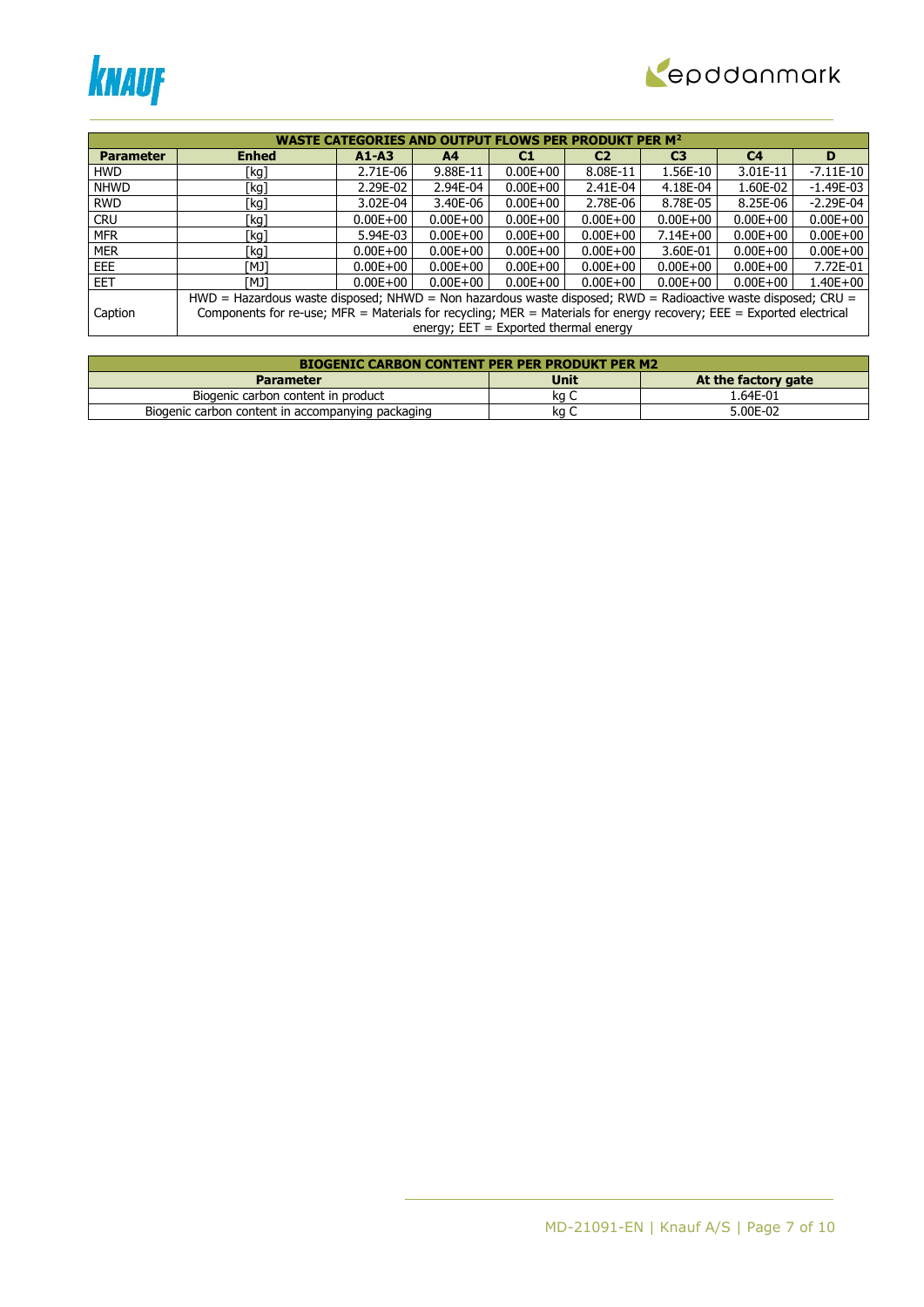| WASTE CATEGORIES AND OUTPUT FLOWS PER PRODUKT PER M² | | | | | | | | |
|---|---|---|---|---|---|---|---|---|
| **Parameter** | **Enhed** | **A1-A3** | **A4** | **C1** | **C2** | **C3** | **C4** | **D** |
| HWD | [kg] | 2.71E-06 | 9.88E-11 | 0.00E+00 | 8.08E-11 | 1.56E-10 | 3.01E-11 | -7.11E-10 |
| NHWD | [kg] | 2.29E-02 | 2.94E-04 | 0.00E+00 | 2.41E-04 | 4.18E-04 | 1.60E-02 | -1.49E-03 |
| RWD | [kg] | 3.02E-04 | 3.40E-06 | 0.00E+00 | 2.78E-06 | 8.78E-05 | 8.25E-06 | -2.29E-04 |
| CRU | [kg] | 0.00E+00 | 0.00E+00 | 0.00E+00 | 0.00E+00 | 0.00E+00 | 0.00E+00 | 0.00E+00 |
| MFR | [kg] | 5.94E-03 | 0.00E+00 | 0.00E+00 | 0.00E+00 | 7.14E+00 | 0.00E+00 | 0.00E+00 |
| MER | [kg] | 0.00E+00 | 0.00E+00 | 0.00E+00 | 0.00E+00 | 3.60E-01 | 0.00E+00 | 0.00E+00 |
| EEE | [MJ] | 0.00E+00 | 0.00E+00 | 0.00E+00 | 0.00E+00 | 0.00E+00 | 0.00E+00 | 7.72E-01 |
| EET | [MJ] | 0.00E+00 | 0.00E+00 | 0.00E+00 | 0.00E+00 | 0.00E+00 | 0.00E+00 | 1.40E+00 |
| Caption | HWD = Hazardous waste disposed; NHWD = Non hazardous waste disposed; RWD = Radioactive waste disposed; CRU = Components for re-use; MFR = Materials for recycling; MER = Materials for energy recovery; EEE = Exported electrical energy; EET = Exported thermal energy | | | | | | | |

| BIOGENIC CARBON CONTENT PER PER PRODUKT PER M2 | | |
|---|---|---|
| **Parameter** | **Unit** | **At the factory gate** |
| Biogenic carbon content in product | kg C | 1.64E-01 |
| Biogenic carbon content in accompanying packaging | kg C | 5.00E-02 |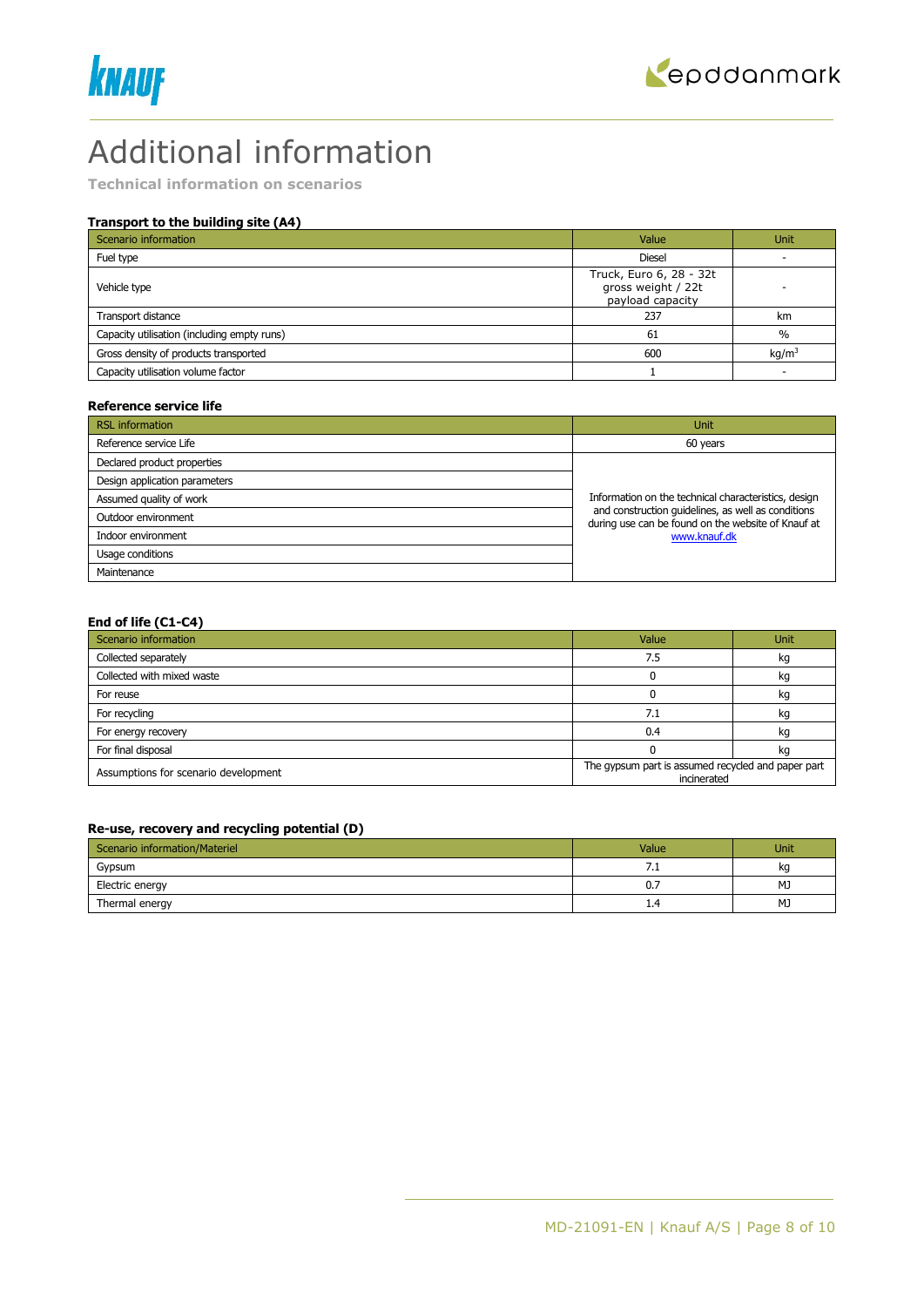# Additional information

**Technical information on scenarios**

### Transport to the building site (A4)

| Scenario information | Value | Unit |
|---|---|---|
| Fuel type | Diesel | - |
| Vehicle type | Truck, Euro 6, 28 - 32t gross weight / 22t payload capacity | - |
| Transport distance | 237 | km |
| Capacity utilisation (including empty runs) | 61 | % |
| Gross density of products transported | 600 | kg/m$^3$ |
| Capacity utilisation volume factor | 1 | - |

### Reference service life

| RSL information | Unit |
|---|---|
| Reference service Life | 60 years |
| Declared product properties | Information on the technical characteristics, design and construction guidelines, as well as conditions during use can be found on the website of Knauf at www.knauf.dk |
| Design application parameters | |
| Assumed quality of work | |
| Outdoor environment | |
| Indoor environment | |
| Usage conditions | |
| Maintenance | |

### End of life (C1-C4)

| Scenario information | Value | Unit |
|---|---|---|
| Collected separately | 7.5 | kg |
| Collected with mixed waste | 0 | kg |
| For reuse | 0 | kg |
| For recycling | 7.1 | kg |
| For energy recovery | 0.4 | kg |
| For final disposal | 0 | kg |
| Assumptions for scenario development | The gypsum part is assumed recycled and paper part incinerated | |

### Re-use, recovery and recycling potential (D)

| Scenario information/Materiel | Value | Unit |
|---|---|---|
| Gypsum | 7.1 | kg |
| Electric energy | 0.7 | MJ |
| Thermal energy | 1.4 | MJ |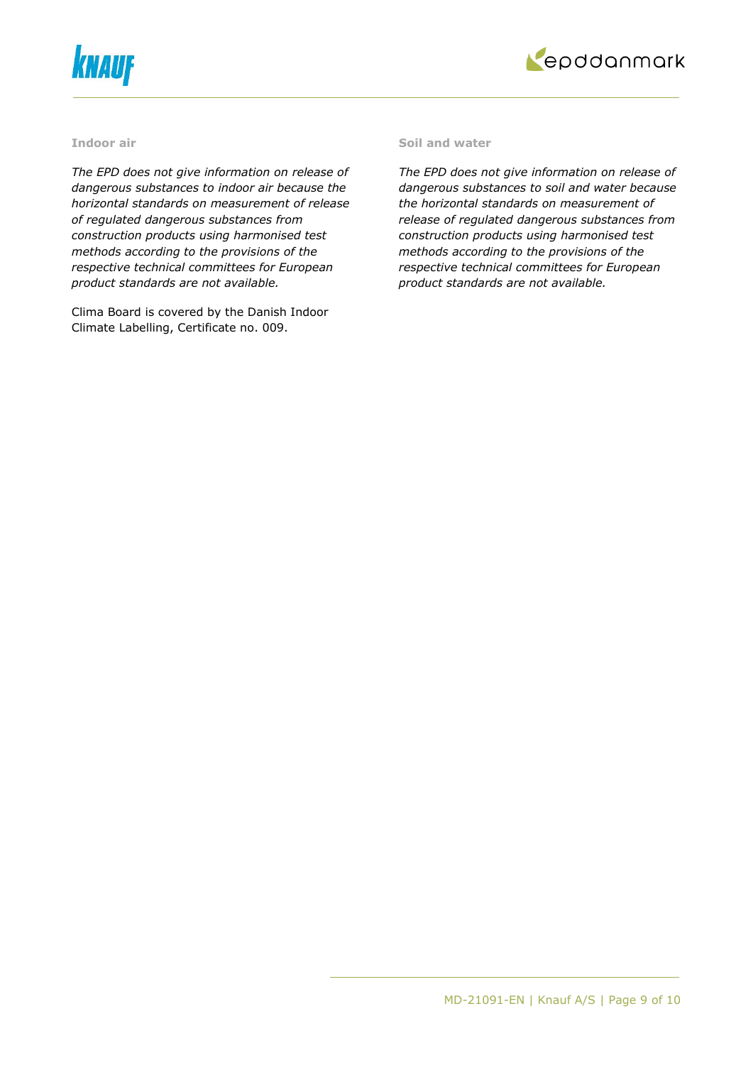### Indoor air

*The EPD does not give information on release of dangerous substances to indoor air because the horizontal standards on measurement of release of regulated dangerous substances from construction products using harmonised test methods according to the provisions of the respective technical committees for European product standards are not available.*

Clima Board is covered by the Danish Indoor Climate Labelling, Certificate no. 009.

### Soil and water

*The EPD does not give information on release of dangerous substances to soil and water because the horizontal standards on measurement of release of regulated dangerous substances from construction products using harmonised test methods according to the provisions of the respective technical committees for European product standards are not available.*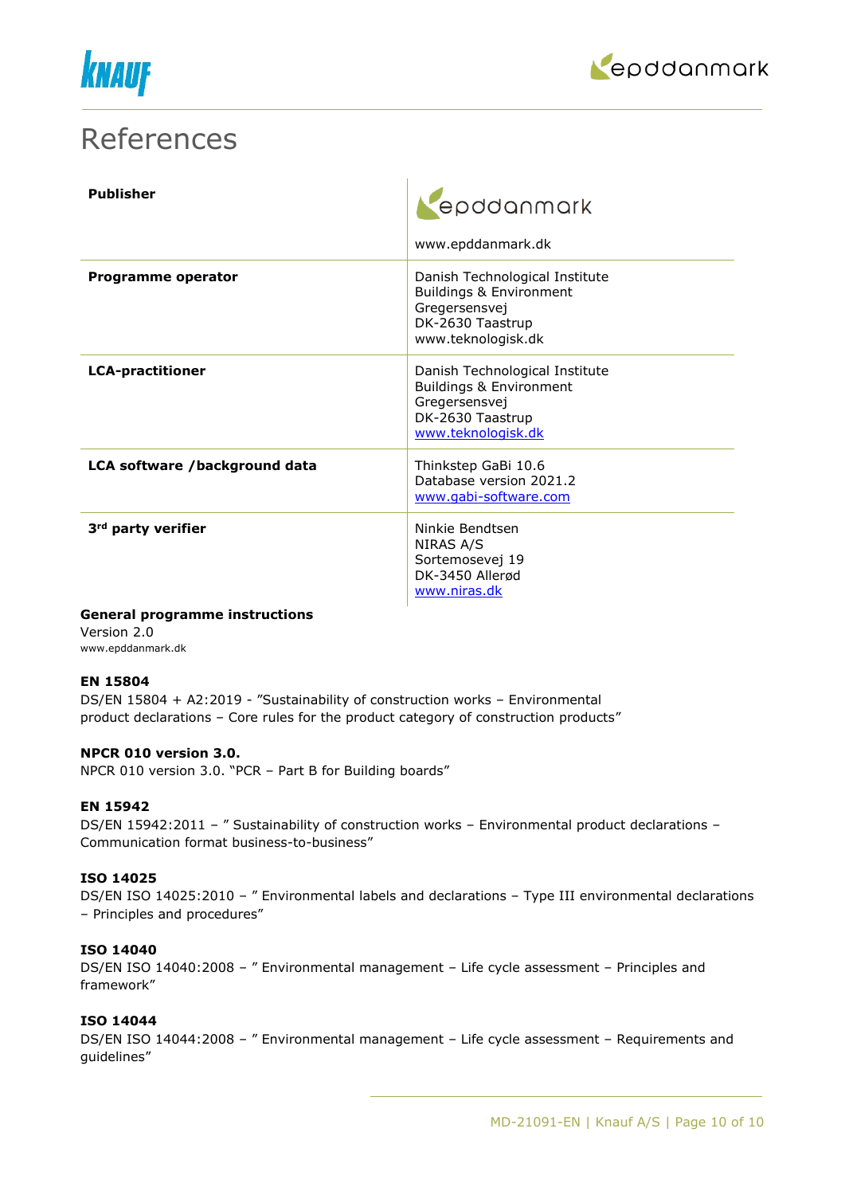# References

| | |
|---|---|
| **Publisher** | epddanmark<br>www.epddanmark.dk |
| **Programme operator** | Danish Technological Institute<br>Buildings & Environment<br>Gregersensvej<br>DK-2630 Taastrup<br>www.teknologisk.dk |
| **LCA-practitioner** | Danish Technological Institute<br>Buildings & Environment<br>Gregersensvej<br>DK-2630 Taastrup<br>www.teknologisk.dk |
| **LCA software /background data** | Thinkstep GaBi 10.6<br>Database version 2021.2<br>www.gabi-software.com |
| **3rd party verifier** | Ninkie Bendtsen<br>NIRAS A/S<br>Sortemosevej 19<br>DK-3450 Allerød<br>www.niras.dk |

**General programme instructions**
Version 2.0
www.epddanmark.dk

**EN 15804**
DS/EN 15804 + A2:2019 - "Sustainability of construction works – Environmental product declarations – Core rules for the product category of construction products"

**NPCR 010 version 3.0.**
NPCR 010 version 3.0. "PCR – Part B for Building boards"

**EN 15942**
DS/EN 15942:2011 – " Sustainability of construction works – Environmental product declarations – Communication format business-to-business"

**ISO 14025**
DS/EN ISO 14025:2010 – " Environmental labels and declarations – Type III environmental declarations – Principles and procedures"

**ISO 14040**
DS/EN ISO 14040:2008 – " Environmental management – Life cycle assessment – Principles and framework"

**ISO 14044**
DS/EN ISO 14044:2008 – " Environmental management – Life cycle assessment – Requirements and guidelines"